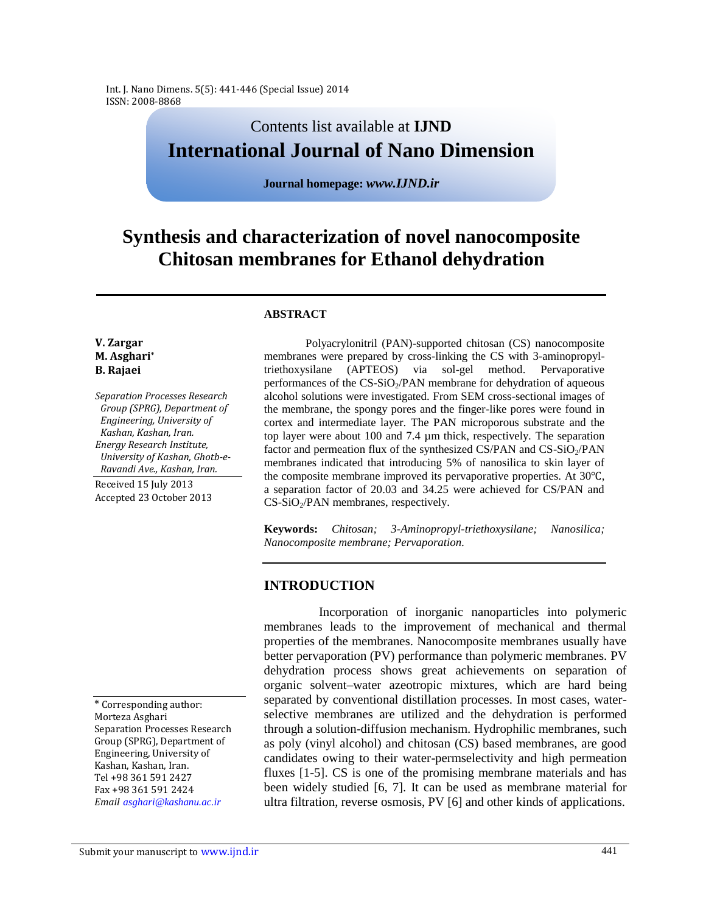Contents list available at **IJND**

**International Journal of Nano Dimension**

**Journal homepage:** ***www.IJND.ir***

# Synthesis and characterization of novel nanocomposite Chitosan membranes for Ethanol dehydration

**V. Zargar**
**M. Asghari***
**B. Rajaei**

*Separation Processes Research Group (SPRG), Department of Engineering, University of Kashan, Kashan, Iran.*
*Energy Research Institute, University of Kashan, Ghotb-e-Ravandi Ave., Kashan, Iran.*

Received 15 July 2013
Accepted 23 October 2013

## ABSTRACT

Polyacrylonitril (PAN)-supported chitosan (CS) nanocomposite membranes were prepared by cross-linking the CS with 3-aminopropyl-triethoxysilane (APTEOS) via sol-gel method. Pervaporative performances of the CS-$SiO_2$/PAN membrane for dehydration of aqueous alcohol solutions were investigated. From SEM cross-sectional images of the membrane, the spongy pores and the finger-like pores were found in cortex and intermediate layer. The PAN microporous substrate and the top layer were about 100 and 7.4 µm thick, respectively. The separation factor and permeation flux of the synthesized CS/PAN and CS-$SiO_2$/PAN membranes indicated that introducing 5% of nanosilica to skin layer of the composite membrane improved its pervaporative properties. At 30°C, a separation factor of 20.03 and 34.25 were achieved for CS/PAN and CS-$SiO_2$/PAN membranes, respectively.

**Keywords:** *Chitosan; 3-Aminopropyl-triethoxysilane; Nanosilica; Nanocomposite membrane; Pervaporation.*

## INTRODUCTION

Incorporation of inorganic nanoparticles into polymeric membranes leads to the improvement of mechanical and thermal properties of the membranes. Nanocomposite membranes usually have better pervaporation (PV) performance than polymeric membranes. PV dehydration process shows great achievements on separation of organic solvent–water azeotropic mixtures, which are hard being separated by conventional distillation processes. In most cases, water-selective membranes are utilized and the dehydration is performed through a solution-diffusion mechanism. Hydrophilic membranes, such as poly (vinyl alcohol) and chitosan (CS) based membranes, are good candidates owing to their water-permselectivity and high permeation fluxes [1-5]. CS is one of the promising membrane materials and has been widely studied [6, 7]. It can be used as membrane material for ultra filtration, reverse osmosis, PV [6] and other kinds of applications.

---

* Corresponding author:
Morteza Asghari
Separation Processes Research Group (SPRG), Department of Engineering, University of Kashan, Kashan, Iran.
Tel +98 361 591 2427
Fax +98 361 591 2424
*Email asghari@kashanu.ac.ir*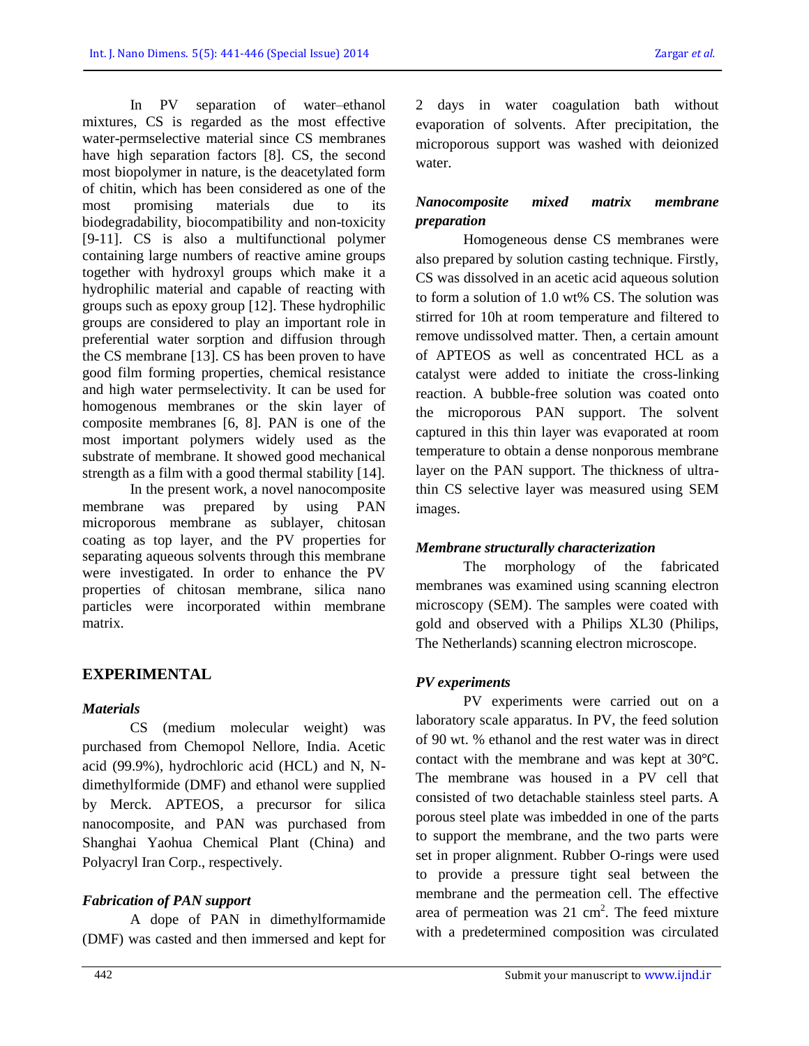In PV separation of water–ethanol mixtures, CS is regarded as the most effective water-permselective material since CS membranes have high separation factors [8]. CS, the second most biopolymer in nature, is the deacetylated form of chitin, which has been considered as one of the most promising materials due to its biodegradability, biocompatibility and non-toxicity [9-11]. CS is also a multifunctional polymer containing large numbers of reactive amine groups together with hydroxyl groups which make it a hydrophilic material and capable of reacting with groups such as epoxy group [12]. These hydrophilic groups are considered to play an important role in preferential water sorption and diffusion through the CS membrane [13]. CS has been proven to have good film forming properties, chemical resistance and high water permselectivity. It can be used for homogenous membranes or the skin layer of composite membranes [6, 8]. PAN is one of the most important polymers widely used as the substrate of membrane. It showed good mechanical strength as a film with a good thermal stability [14].

In the present work, a novel nanocomposite membrane was prepared by using PAN microporous membrane as sublayer, chitosan coating as top layer, and the PV properties for separating aqueous solvents through this membrane were investigated. In order to enhance the PV properties of chitosan membrane, silica nano particles were incorporated within membrane matrix.

## EXPERIMENTAL

### *Materials*

CS (medium molecular weight) was purchased from Chemopol Nellore, India. Acetic acid (99.9%), hydrochloric acid (HCL) and N, N-dimethylformide (DMF) and ethanol were supplied by Merck. APTEOS, a precursor for silica nanocomposite, and PAN was purchased from Shanghai Yaohua Chemical Plant (China) and Polyacryl Iran Corp., respectively.

### *Fabrication of PAN support*

A dope of PAN in dimethylformamide (DMF) was casted and then immersed and kept for 2 days in water coagulation bath without evaporation of solvents. After precipitation, the microporous support was washed with deionized water.

### *Nanocomposite mixed matrix membrane preparation*

Homogeneous dense CS membranes were also prepared by solution casting technique. Firstly, CS was dissolved in an acetic acid aqueous solution to form a solution of 1.0 wt% CS. The solution was stirred for 10h at room temperature and filtered to remove undissolved matter. Then, a certain amount of APTEOS as well as concentrated HCL as a catalyst were added to initiate the cross-linking reaction. A bubble-free solution was coated onto the microporous PAN support. The solvent captured in this thin layer was evaporated at room temperature to obtain a dense nonporous membrane layer on the PAN support. The thickness of ultra-thin CS selective layer was measured using SEM images.

### *Membrane structurally characterization*

The morphology of the fabricated membranes was examined using scanning electron microscopy (SEM). The samples were coated with gold and observed with a Philips XL30 (Philips, The Netherlands) scanning electron microscope.

### *PV experiments*

PV experiments were carried out on a laboratory scale apparatus. In PV, the feed solution of 90 wt. % ethanol and the rest water was in direct contact with the membrane and was kept at 30℃. The membrane was housed in a PV cell that consisted of two detachable stainless steel parts. A porous steel plate was imbedded in one of the parts to support the membrane, and the two parts were set in proper alignment. Rubber O-rings were used to provide a pressure tight seal between the membrane and the permeation cell. The effective area of permeation was 21 $cm^2$. The feed mixture with a predetermined composition was circulated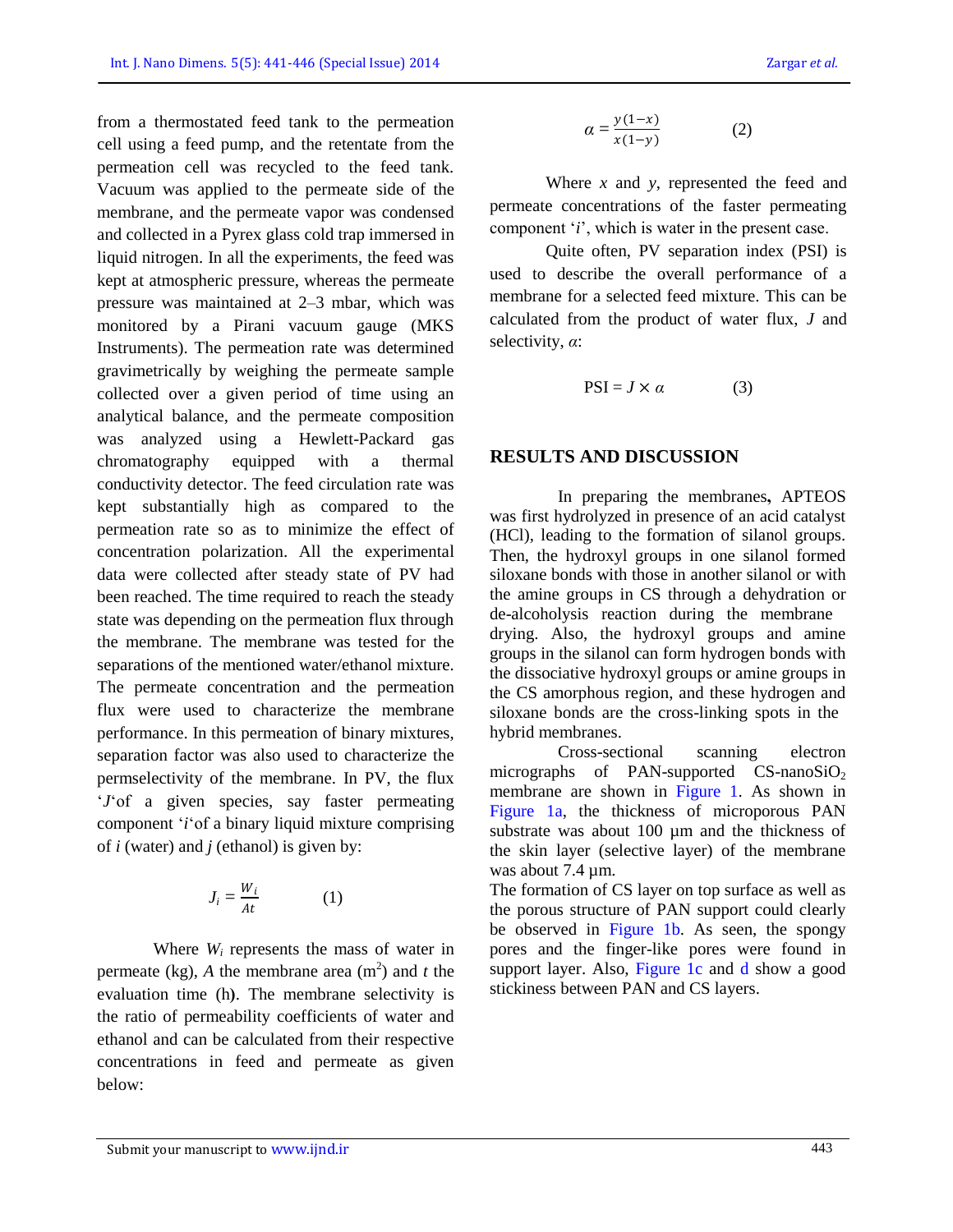from a thermostated feed tank to the permeation cell using a feed pump, and the retentate from the permeation cell was recycled to the feed tank. Vacuum was applied to the permeate side of the membrane, and the permeate vapor was condensed and collected in a Pyrex glass cold trap immersed in liquid nitrogen. In all the experiments, the feed was kept at atmospheric pressure, whereas the permeate pressure was maintained at 2–3 mbar, which was monitored by a Pirani vacuum gauge (MKS Instruments). The permeation rate was determined gravimetrically by weighing the permeate sample collected over a given period of time using an analytical balance, and the permeate composition was analyzed using a Hewlett-Packard gas chromatography equipped with a thermal conductivity detector. The feed circulation rate was kept substantially high as compared to the permeation rate so as to minimize the effect of concentration polarization. All the experimental data were collected after steady state of PV had been reached. The time required to reach the steady state was depending on the permeation flux through the membrane. The membrane was tested for the separations of the mentioned water/ethanol mixture. The permeate concentration and the permeation flux were used to characterize the membrane performance. In this permeation of binary mixtures, separation factor was also used to characterize the permselectivity of the membrane. In PV, the flux '$J$'of a given species, say faster permeating component '$i$'of a binary liquid mixture comprising of $i$ (water) and $j$ (ethanol) is given by:

$$J_i = \frac{W_i}{At} \qquad (1)$$

Where $W_i$ represents the mass of water in permeate (kg), $A$ the membrane area ($m^2$) and $t$ the evaluation time (h). The membrane selectivity is the ratio of permeability coefficients of water and ethanol and can be calculated from their respective concentrations in feed and permeate as given below:

$$\alpha = \frac{y(1-x)}{x(1-y)} \qquad (2)$$

Where $x$ and $y$, represented the feed and permeate concentrations of the faster permeating component '$i$', which is water in the present case.

Quite often, PV separation index (PSI) is used to describe the overall performance of a membrane for a selected feed mixture. This can be calculated from the product of water flux, $J$ and selectivity, $\alpha$:

$$\text{PSI} = J \times \alpha \qquad (3)$$

## RESULTS AND DISCUSSION

In preparing the membranes**,** APTEOS was first hydrolyzed in presence of an acid catalyst (HCl), leading to the formation of silanol groups. Then, the hydroxyl groups in one silanol formed siloxane bonds with those in another silanol or with the amine groups in CS through a dehydration or de-alcoholysis reaction during the membrane drying. Also, the hydroxyl groups and amine groups in the silanol can form hydrogen bonds with the dissociative hydroxyl groups or amine groups in the CS amorphous region, and these hydrogen and siloxane bonds are the cross-linking spots in the hybrid membranes.

Cross-sectional scanning electron micrographs of PAN-supported CS-nano$SiO_2$ membrane are shown in Figure 1. As shown in Figure 1a, the thickness of microporous PAN substrate was about 100 µm and the thickness of the skin layer (selective layer) of the membrane was about 7.4 µm.

The formation of CS layer on top surface as well as the porous structure of PAN support could clearly be observed in Figure 1b. As seen, the spongy pores and the finger-like pores were found in support layer. Also, Figure 1c and d show a good stickiness between PAN and CS layers.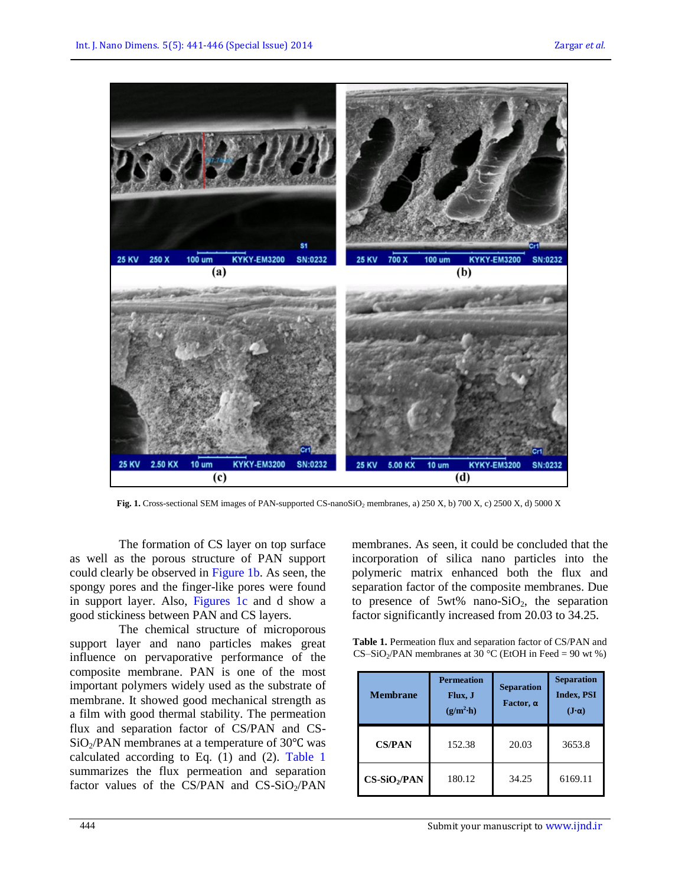Fig. 1. Cross-sectional SEM images of PAN-supported CS-nano$SiO_2$ membranes, a) 250 X, b) 700 X, c) 2500 X, d) 5000 X

The formation of CS layer on top surface as well as the porous structure of PAN support could clearly be observed in Figure 1b. As seen, the spongy pores and the finger-like pores were found in support layer. Also, Figures 1c and d show a good stickiness between PAN and CS layers.

The chemical structure of microporous support layer and nano particles makes great influence on pervaporative performance of the composite membrane. PAN is one of the most important polymers widely used as the substrate of membrane. It showed good mechanical strength as a film with good thermal stability. The permeation flux and separation factor of CS/PAN and CS-$SiO_2$/PAN membranes at a temperature of 30℃ was calculated according to Eq. (1) and (2). Table 1 summarizes the flux permeation and separation factor values of the CS/PAN and CS-$SiO_2$/PAN membranes. As seen, it could be concluded that the incorporation of silica nano particles into the polymeric matrix enhanced both the flux and separation factor of the composite membranes. Due to presence of 5wt% nano-$SiO_2$, the separation factor significantly increased from 20.03 to 34.25.

**Table 1.** Permeation flux and separation factor of CS/PAN and CS–$SiO_2$/PAN membranes at 30 °C (EtOH in Feed = 90 wt %)

| Membrane | Permeation Flux, J ($g/m^2 \cdot h$) | Separation Factor, α | Separation Index, PSI ($J \cdot \alpha$) |
|---|---|---|---|
| **CS/PAN** | 152.38 | 20.03 | 3653.8 |
| **CS-$SiO_2$/PAN** | 180.12 | 34.25 | 6169.11 |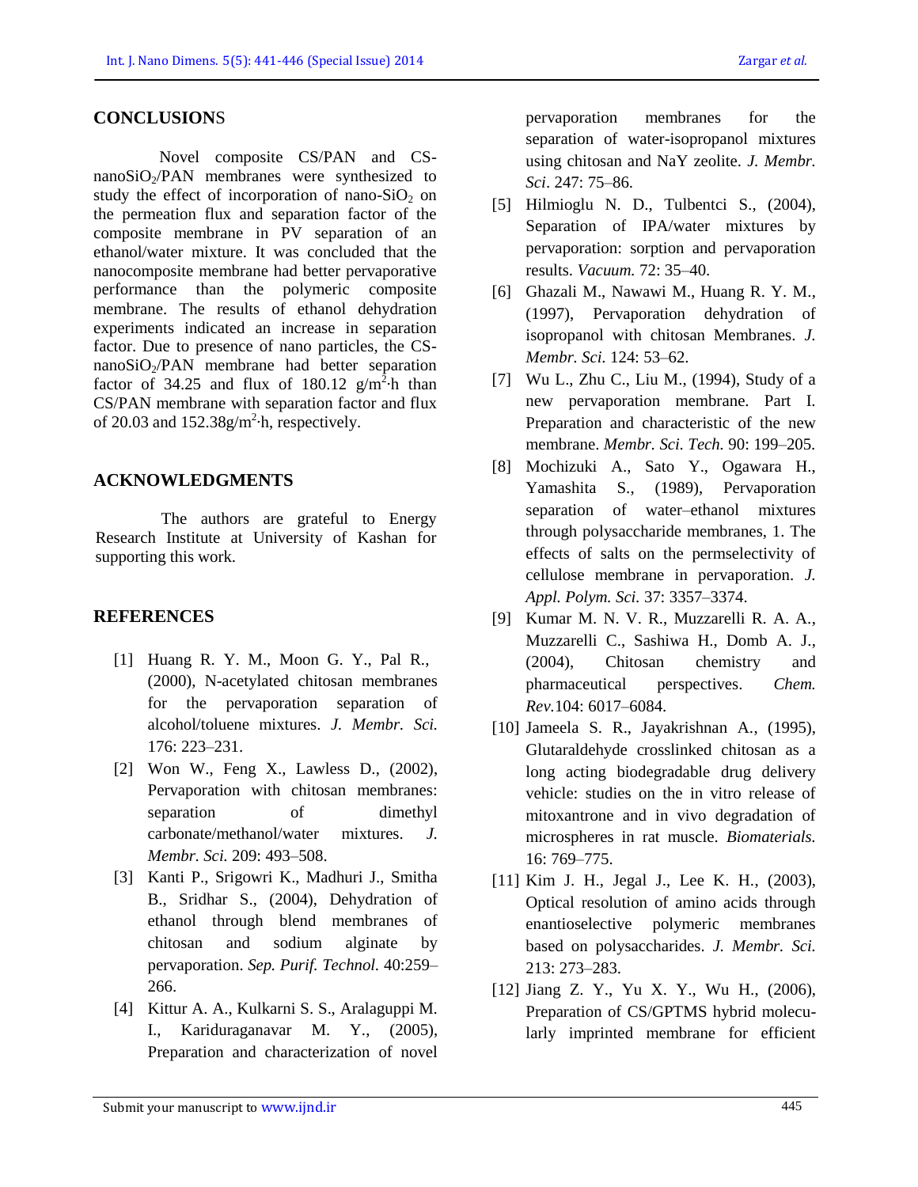## CONCLUSIONS

Novel composite CS/PAN and CS-nano$SiO_2$/PAN membranes were synthesized to study the effect of incorporation of nano-$SiO_2$ on the permeation flux and separation factor of the composite membrane in PV separation of an ethanol/water mixture. It was concluded that the nanocomposite membrane had better pervaporative performance than the polymeric composite membrane. The results of ethanol dehydration experiments indicated an increase in separation factor. Due to presence of nano particles, the CS-nano$SiO_2$/PAN membrane had better separation factor of 34.25 and flux of 180.12 $g/m^2 \cdot h$ than CS/PAN membrane with separation factor and flux of 20.03 and 152.38$g/m^2 \cdot h$, respectively.

## ACKNOWLEDGMENTS

The authors are grateful to Energy Research Institute at University of Kashan for supporting this work.

## REFERENCES

[1] Huang R. Y. M., Moon G. Y., Pal R., (2000), N-acetylated chitosan membranes for the pervaporation separation of alcohol/toluene mixtures. *J. Membr. Sci.* 176: 223–231.

[2] Won W., Feng X., Lawless D., (2002), Pervaporation with chitosan membranes: separation of dimethyl carbonate/methanol/water mixtures. *J. Membr. Sci.* 209: 493–508.

[3] Kanti P., Srigowri K., Madhuri J., Smitha B., Sridhar S., (2004), Dehydration of ethanol through blend membranes of chitosan and sodium alginate by pervaporation. *Sep. Purif. Technol.* 40:259–266.

[4] Kittur A. A., Kulkarni S. S., Aralaguppi M. I., Kariduraganavar M. Y., (2005), Preparation and characterization of novel pervaporation membranes for the separation of water-isopropanol mixtures using chitosan and NaY zeolite. *J. Membr. Sci*. 247: 75–86.

[5] Hilmioglu N. D., Tulbentci S., (2004), Separation of IPA/water mixtures by pervaporation: sorption and pervaporation results. *Vacuum.* 72: 35–40.

[6] Ghazali M., Nawawi M., Huang R. Y. M., (1997), Pervaporation dehydration of isopropanol with chitosan Membranes. *J. Membr. Sci.* 124: 53–62.

[7] Wu L., Zhu C., Liu M., (1994), Study of a new pervaporation membrane. Part I. Preparation and characteristic of the new membrane. *Membr. Sci. Tech.* 90: 199–205.

[8] Mochizuki A., Sato Y., Ogawara H., Yamashita S., (1989), Pervaporation separation of water–ethanol mixtures through polysaccharide membranes, 1. The effects of salts on the permselectivity of cellulose membrane in pervaporation. *J. Appl. Polym. Sci.* 37: 3357–3374.

[9] Kumar M. N. V. R., Muzzarelli R. A. A., Muzzarelli C., Sashiwa H., Domb A. J., (2004), Chitosan chemistry and pharmaceutical perspectives. *Chem. Rev.*104: 6017–6084.

[10] Jameela S. R., Jayakrishnan A., (1995), Glutaraldehyde crosslinked chitosan as a long acting biodegradable drug delivery vehicle: studies on the in vitro release of mitoxantrone and in vivo degradation of microspheres in rat muscle. *Biomaterials.* 16: 769–775.

[11] Kim J. H., Jegal J., Lee K. H., (2003), Optical resolution of amino acids through enantioselective polymeric membranes based on polysaccharides. *J. Membr. Sci.* 213: 273–283.

[12] Jiang Z. Y., Yu X. Y., Wu H., (2006), Preparation of CS/GPTMS hybrid molecularly imprinted membrane for efficient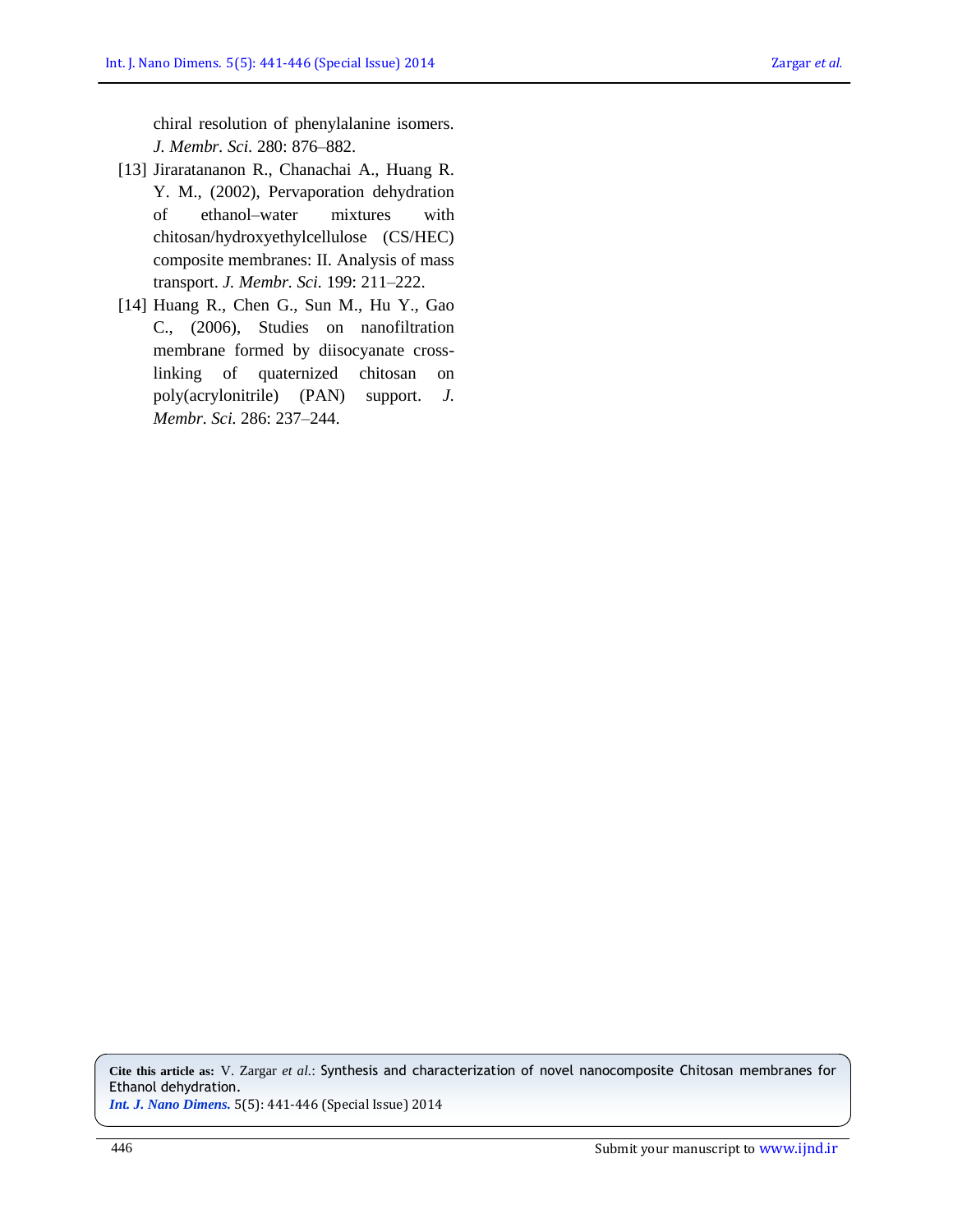chiral resolution of phenylalanine isomers. *J. Membr. Sci.* 280: 876–882.

[13] Jiraratananon R., Chanachai A., Huang R. Y. M., (2002), Pervaporation dehydration of ethanol–water mixtures with chitosan/hydroxyethylcellulose (CS/HEC) composite membranes: II. Analysis of mass transport. *J. Membr. Sci.* 199: 211–222.

[14] Huang R., Chen G., Sun M., Hu Y., Gao C., (2006), Studies on nanofiltration membrane formed by diisocyanate cross-linking of quaternized chitosan on poly(acrylonitrile) (PAN) support. *J. Membr. Sci.* 286: 237–244.

**Cite this article as:** V. Zargar *et al.*: Synthesis and characterization of novel nanocomposite Chitosan membranes for Ethanol dehydration.
***Int. J. Nano Dimens.*** 5(5): 441-446 (Special Issue) 2014